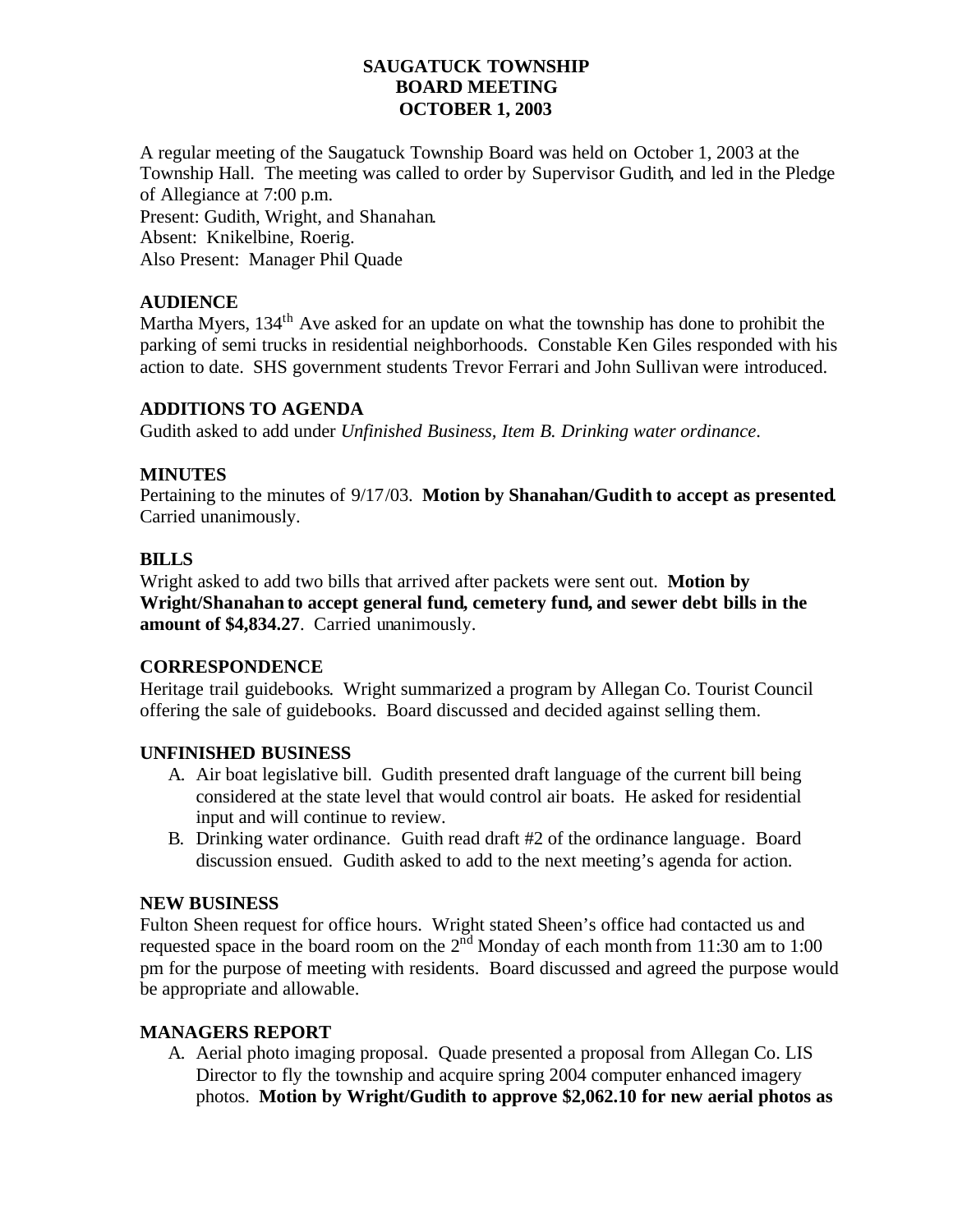# SAUGATUCK TOWNSHIP
# BOARD MEETING
# OCTOBER 1, 2003

A regular meeting of the Saugatuck Township Board was held on October 1, 2003 at the Township Hall. The meeting was called to order by Supervisor Gudith, and led in the Pledge of Allegiance at 7:00 p.m.
Present: Gudith, Wright, and Shanahan.
Absent: Knikelbine, Roerig.
Also Present: Manager Phil Quade

## AUDIENCE

Martha Myers, 134th Ave asked for an update on what the township has done to prohibit the parking of semi trucks in residential neighborhoods. Constable Ken Giles responded with his action to date. SHS government students Trevor Ferrari and John Sullivan were introduced.

## ADDITIONS TO AGENDA

Gudith asked to add under *Unfinished Business, Item B. Drinking water ordinance*.

## MINUTES

Pertaining to the minutes of 9/17/03. **Motion by Shanahan/Gudith to accept as presented**. Carried unanimously.

## BILLS

Wright asked to add two bills that arrived after packets were sent out. **Motion by Wright/Shanahan to accept general fund, cemetery fund, and sewer debt bills in the amount of $4,834.27**. Carried unanimously.

## CORRESPONDENCE

Heritage trail guidebooks. Wright summarized a program by Allegan Co. Tourist Council offering the sale of guidebooks. Board discussed and decided against selling them.

## UNFINISHED BUSINESS

A. Air boat legislative bill. Gudith presented draft language of the current bill being considered at the state level that would control air boats. He asked for residential input and will continue to review.
B. Drinking water ordinance. Guith read draft #2 of the ordinance language. Board discussion ensued. Gudith asked to add to the next meeting's agenda for action.

## NEW BUSINESS

Fulton Sheen request for office hours. Wright stated Sheen's office had contacted us and requested space in the board room on the 2nd Monday of each month from 11:30 am to 1:00 pm for the purpose of meeting with residents. Board discussed and agreed the purpose would be appropriate and allowable.

## MANAGERS REPORT

A. Aerial photo imaging proposal. Quade presented a proposal from Allegan Co. LIS Director to fly the township and acquire spring 2004 computer enhanced imagery photos. **Motion by Wright/Gudith to approve $2,062.10 for new aerial photos as**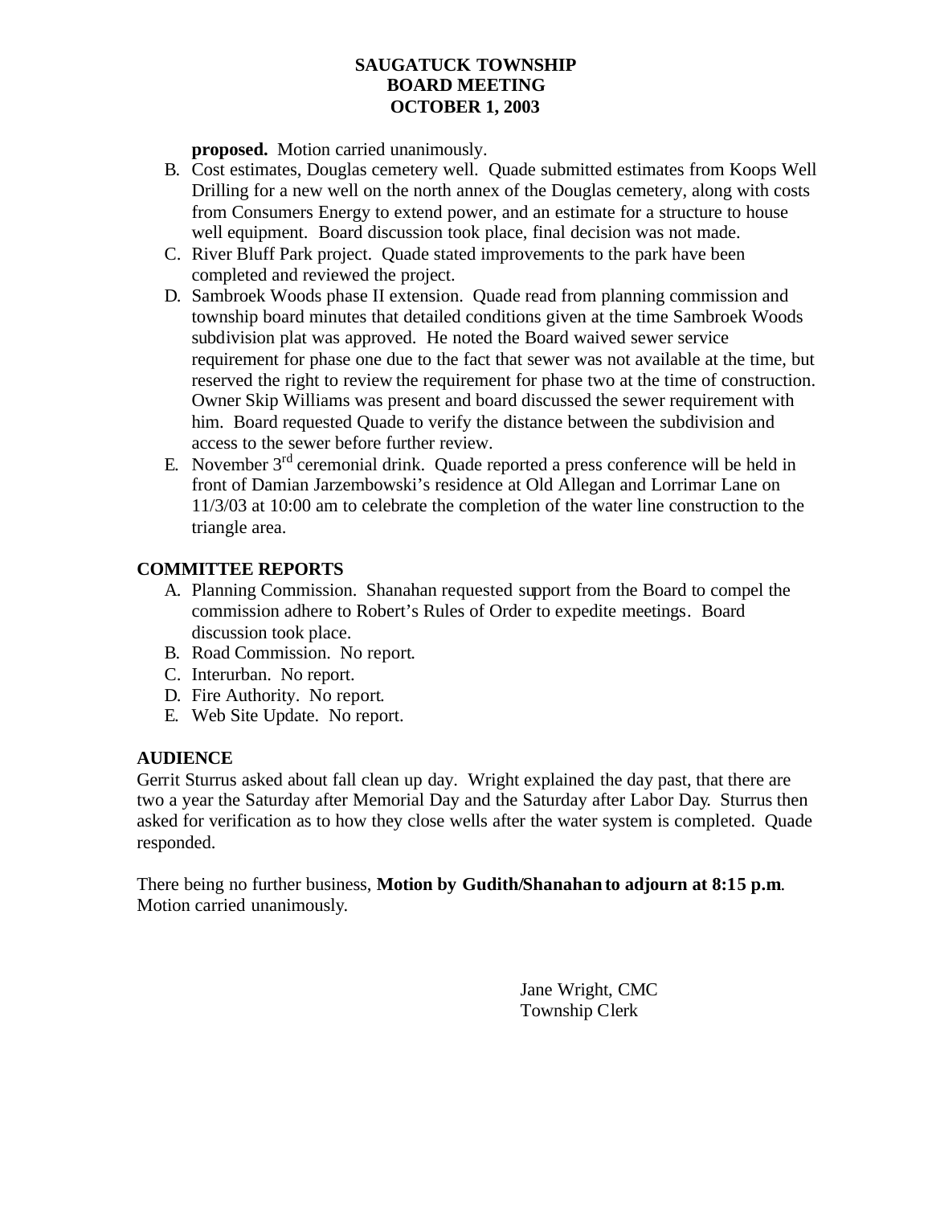**proposed.** Motion carried unanimously.

B. Cost estimates, Douglas cemetery well. Quade submitted estimates from Koops Well Drilling for a new well on the north annex of the Douglas cemetery, along with costs from Consumers Energy to extend power, and an estimate for a structure to house well equipment. Board discussion took place, final decision was not made.
C. River Bluff Park project. Quade stated improvements to the park have been completed and reviewed the project.
D. Sambroek Woods phase II extension. Quade read from planning commission and township board minutes that detailed conditions given at the time Sambroek Woods subdivision plat was approved. He noted the Board waived sewer service requirement for phase one due to the fact that sewer was not available at the time, but reserved the right to review the requirement for phase two at the time of construction. Owner Skip Williams was present and board discussed the sewer requirement with him. Board requested Quade to verify the distance between the subdivision and access to the sewer before further review.
E. November 3rd ceremonial drink. Quade reported a press conference will be held in front of Damian Jarzembowski's residence at Old Allegan and Lorrimar Lane on 11/3/03 at 10:00 am to celebrate the completion of the water line construction to the triangle area.

**COMMITTEE REPORTS**

A. Planning Commission. Shanahan requested support from the Board to compel the commission adhere to Robert's Rules of Order to expedite meetings. Board discussion took place.
B. Road Commission. No report.
C. Interurban. No report.
D. Fire Authority. No report.
E. Web Site Update. No report.

**AUDIENCE**

Gerrit Sturrus asked about fall clean up day. Wright explained the day past, that there are two a year the Saturday after Memorial Day and the Saturday after Labor Day. Sturrus then asked for verification as to how they close wells after the water system is completed. Quade responded.

There being no further business, **Motion by Gudith/Shanahan to adjourn at 8:15 p.m**. Motion carried unanimously.

Jane Wright, CMC
Township Clerk